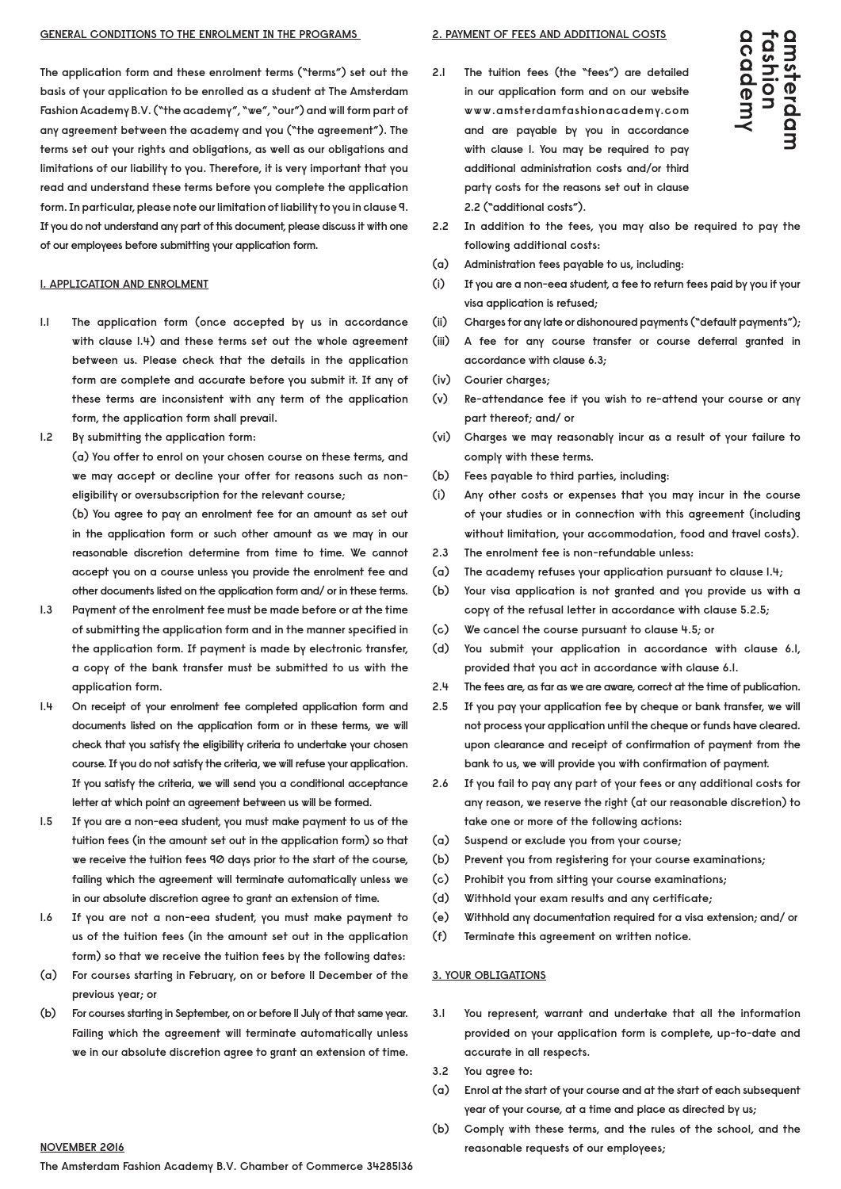GENERAL CONDITIONS TO THE ENROLMENT IN THE PROGRAMS

The application form and these enrolment terms ("terms") set out the basis of your application to be enrolled as a student at The Amsterdam Fashion Academy B.V. ("the academy", "we", "our") and will form part of any agreement between the academy and you ("the agreement"). The terms set out your rights and obligations, as well as our obligations and limitations of our liability to you. Therefore, it is very important that you read and understand these terms before you complete the application form. In particular, please note our limitation of liability to you in clause 9. If you do not understand any part of this document, please discuss it with one of our employees before submitting your application form.

1. APPLICATION AND ENROLMENT

1.1 The application form (once accepted by us in accordance with clause 1.4) and these terms set out the whole agreement between us. Please check that the details in the application form are complete and accurate before you submit it. If any of these terms are inconsistent with any term of the application form, the application form shall prevail.

1.2 By submitting the application form:
(a) You offer to enrol on your chosen course on these terms, and we may accept or decline your offer for reasons such as non-eligibility or oversubscription for the relevant course;
(b) You agree to pay an enrolment fee for an amount as set out in the application form or such other amount as we may in our reasonable discretion determine from time to time. We cannot accept you on a course unless you provide the enrolment fee and other documents listed on the application form and/ or in these terms.

1.3 Payment of the enrolment fee must be made before or at the time of submitting the application form and in the manner specified in the application form. If payment is made by electronic transfer, a copy of the bank transfer must be submitted to us with the application form.

1.4 On receipt of your enrolment fee completed application form and documents listed on the application form or in these terms, we will check that you satisfy the eligibility criteria to undertake your chosen course. If you do not satisfy the criteria, we will refuse your application. If you satisfy the criteria, we will send you a conditional acceptance letter at which point an agreement between us will be formed.

1.5 If you are a non-eea student, you must make payment to us of the tuition fees (in the amount set out in the application form) so that we receive the tuition fees 90 days prior to the start of the course, failing which the agreement will terminate automatically unless we in our absolute discretion agree to grant an extension of time.

1.6 If you are not a non-eea student, you must make payment to us of the tuition fees (in the amount set out in the application form) so that we receive the tuition fees by the following dates:
(a) For courses starting in February, on or before 11 December of the previous year; or
(b) For courses starting in September, on or before 11 July of that same year. Failing which the agreement will terminate automatically unless we in our absolute discretion agree to grant an extension of time.

2. PAYMENT OF FEES AND ADDITIONAL COSTS

2.1 The tuition fees (the "fees") are detailed in our application form and on our website www.amsterdamfashionacademy.com and are payable by you in accordance with clause 1. You may be required to pay additional administration costs and/or third party costs for the reasons set out in clause 2.2 ("additional costs").

2.2 In addition to the fees, you may also be required to pay the following additional costs:
(a) Administration fees payable to us, including:
(i) If you are a non-eea student, a fee to return fees paid by you if your visa application is refused;
(ii) Charges for any late or dishonoured payments ("default payments");
(iii) A fee for any course transfer or course deferral granted in accordance with clause 6.3;
(iv) Courier charges;
(v) Re-attendance fee if you wish to re-attend your course or any part thereof; and/ or
(vi) Charges we may reasonably incur as a result of your failure to comply with these terms.
(b) Fees payable to third parties, including:
(i) Any other costs or expenses that you may incur in the course of your studies or in connection with this agreement (including without limitation, your accommodation, food and travel costs).

2.3 The enrolment fee is non-refundable unless:
(a) The academy refuses your application pursuant to clause 1.4;
(b) Your visa application is not granted and you provide us with a copy of the refusal letter in accordance with clause 5.2.5;
(c) We cancel the course pursuant to clause 4.5; or
(d) You submit your application in accordance with clause 6.1, provided that you act in accordance with clause 6.1.

2.4 The fees are, as far as we are aware, correct at the time of publication.

2.5 If you pay your application fee by cheque or bank transfer, we will not process your application until the cheque or funds have cleared. upon clearance and receipt of confirmation of payment from the bank to us, we will provide you with confirmation of payment.

2.6 If you fail to pay any part of your fees or any additional costs for any reason, we reserve the right (at our reasonable discretion) to take one or more of the following actions:
(a) Suspend or exclude you from your course;
(b) Prevent you from registering for your course examinations;
(c) Prohibit you from sitting your course examinations;
(d) Withhold your exam results and any certificate;
(e) Withhold any documentation required for a visa extension; and/ or
(f) Terminate this agreement on written notice.

3. YOUR OBLIGATIONS

3.1 You represent, warrant and undertake that all the information provided on your application form is complete, up-to-date and accurate in all respects.

3.2 You agree to:
(a) Enrol at the start of your course and at the start of each subsequent year of your course, at a time and place as directed by us;
(b) Comply with these terms, and the rules of the school, and the reasonable requests of our employees;

NOVEMBER 2016

The Amsterdam Fashion Academy B.V. Chamber of Commerce 34285136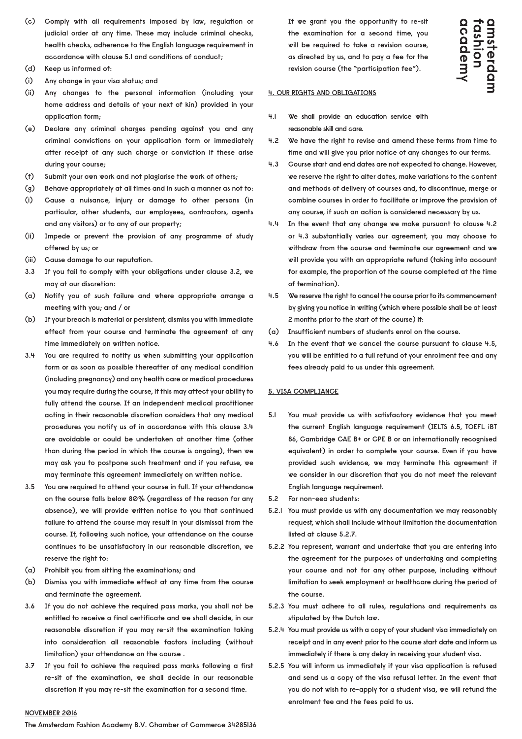(c) Comply with all requirements imposed by law, regulation or judicial order at any time. These may include criminal checks, health checks, adherence to the English language requirement in accordance with clause 5.1 and conditions of conduct;

(d) Keep us informed of:

(i) Any change in your visa status; and

(ii) Any changes to the personal information (including your home address and details of your next of kin) provided in your application form;

(e) Declare any criminal charges pending against you and any criminal convictions on your application form or immediately after receipt of any such charge or conviction if these arise during your course;

(f) Submit your own work and not plagiarise the work of others;

(g) Behave appropriately at all times and in such a manner as not to:

(i) Cause a nuisance, injury or damage to other persons (in particular, other students, our employees, contractors, agents and any visitors) or to any of our property;

(ii) Impede or prevent the provision of any programme of study offered by us; or

(iii) Cause damage to our reputation.

3.3 If you fail to comply with your obligations under clause 3.2, we may at our discretion:

(a) Notify you of such failure and where appropriate arrange a meeting with you; and / or

(b) If your breach is material or persistent, dismiss you with immediate effect from your course and terminate the agreement at any time immediately on written notice.

3.4 You are required to notify us when submitting your application form or as soon as possible thereafter of any medical condition (including pregnancy) and any health care or medical procedures you may require during the course, if this may affect your ability to fully attend the course. If an independent medical practitioner acting in their reasonable discretion considers that any medical procedures you notify us of in accordance with this clause 3.4 are avoidable or could be undertaken at another time (other than during the period in which the course is ongoing), then we may ask you to postpone such treatment and if you refuse, we may terminate this agreement immediately on written notice.

3.5 You are required to attend your course in full. If your attendance on the course falls below 80% (regardless of the reason for any absence), we will provide written notice to you that continued failure to attend the course may result in your dismissal from the course. If, following such notice, your attendance on the course continues to be unsatisfactory in our reasonable discretion, we reserve the right to:

(a) Prohibit you from sitting the examinations; and

(b) Dismiss you with immediate effect at any time from the course and terminate the agreement.

3.6 If you do not achieve the required pass marks, you shall not be entitled to receive a final certificate and we shall decide, in our reasonable discretion if you may re-sit the examination taking into consideration all reasonable factors including (without limitation) your attendance on the course .

3.7 If you fail to achieve the required pass marks following a first re-sit of the examination, we shall decide in our reasonable discretion if you may re-sit the examination for a second time. If we grant you the opportunity to re-sit the examination for a second time, you will be required to take a revision course, as directed by us, and to pay a fee for the revision course (the "participation fee").

## 4. OUR RIGHTS AND OBLIGATIONS

4.1 We shall provide an education service with reasonable skill and care.

4.2 We have the right to revise and amend these terms from time to time and will give you prior notice of any changes to our terms.

4.3 Course start and end dates are not expected to change. However, we reserve the right to alter dates, make variations to the content and methods of delivery of courses and, to discontinue, merge or combine courses in order to facilitate or improve the provision of any course, if such an action is considered necessary by us.

4.4 In the event that any change we make pursuant to clause 4.2 or 4.3 substantially varies our agreement, you may choose to withdraw from the course and terminate our agreement and we will provide you with an appropriate refund (taking into account for example, the proportion of the course completed at the time of termination).

4.5 We reserve the right to cancel the course prior to its commencement by giving you notice in writing (which where possible shall be at least 2 months prior to the start of the course) if:

(a) Insufficient numbers of students enrol on the course.

4.6 In the event that we cancel the course pursuant to clause 4.5, you will be entitled to a full refund of your enrolment fee and any fees already paid to us under this agreement.

## 5. VISA COMPLIANCE

5.1 You must provide us with satisfactory evidence that you meet the current English language requirement (IELTS 6.5, TOEFL iBT 86, Cambridge CAE B+ or CPE B or an internationally recognised equivalent) in order to complete your course. Even if you have provided such evidence, we may terminate this agreement if we consider in our discretion that you do not meet the relevant English language requirement.

5.2 For non-eea students:

5.2.1 You must provide us with any documentation we may reasonably request, which shall include without limitation the documentation listed at clause 5.2.7.

5.2.2 You represent, warrant and undertake that you are entering into the agreement for the purposes of undertaking and completing your course and not for any other purpose, including without limitation to seek employment or healthcare during the period of the course.

5.2.3 You must adhere to all rules, regulations and requirements as stipulated by the Dutch law.

5.2.4 You must provide us with a copy of your student visa immediately on receipt and in any event prior to the course start date and inform us immediately if there is any delay in receiving your student visa.

5.2.5 You will inform us immediately if your visa application is refused and send us a copy of the visa refusal letter. In the event that you do not wish to re-apply for a student visa, we will refund the enrolment fee and the fees paid to us.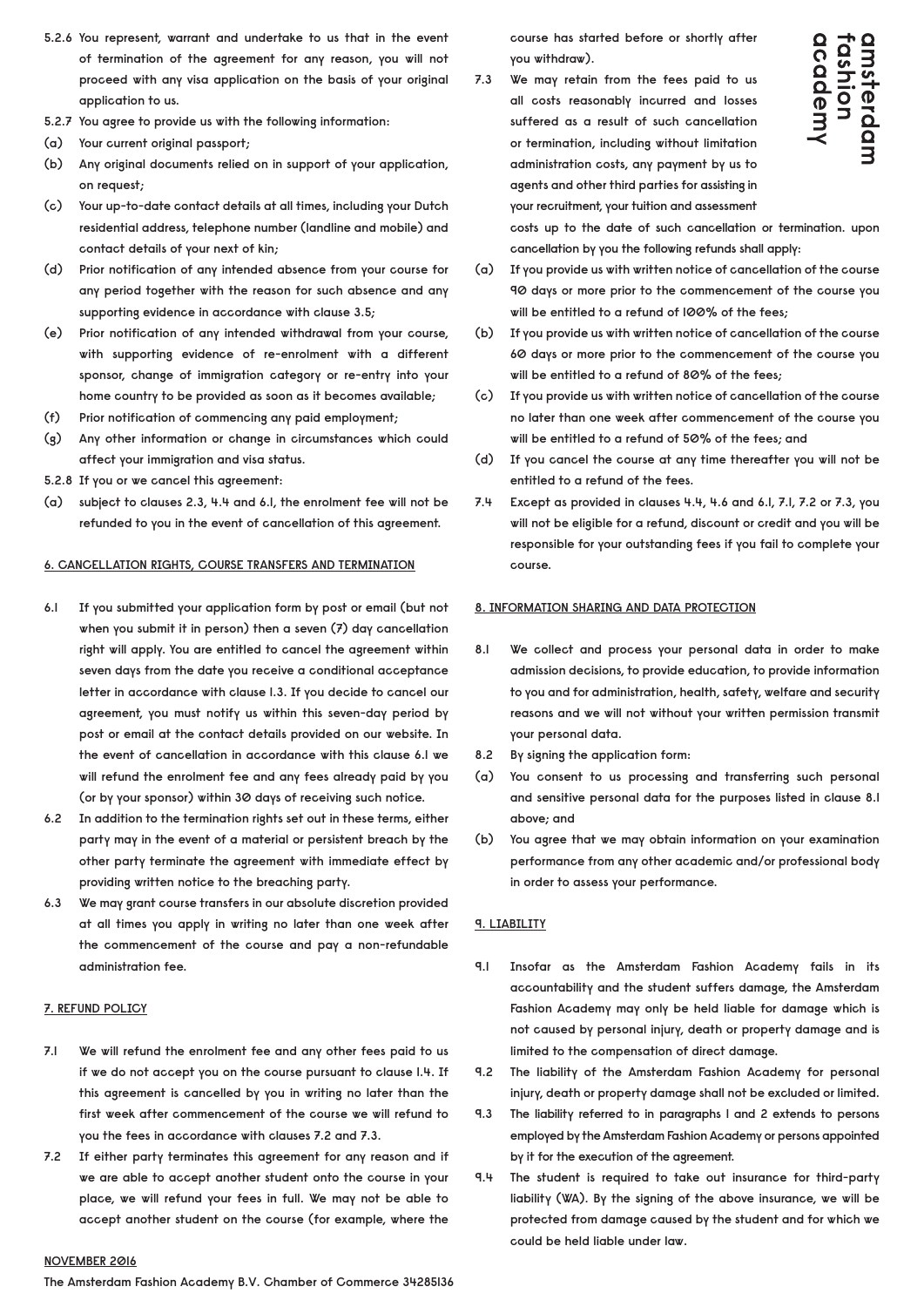5.2.6 You represent, warrant and undertake to us that in the event of termination of the agreement for any reason, you will not proceed with any visa application on the basis of your original application to us.

5.2.7 You agree to provide us with the following information:

(a) Your current original passport;

(b) Any original documents relied on in support of your application, on request;

(c) Your up-to-date contact details at all times, including your Dutch residential address, telephone number (landline and mobile) and contact details of your next of kin;

(d) Prior notification of any intended absence from your course for any period together with the reason for such absence and any supporting evidence in accordance with clause 3.5;

(e) Prior notification of any intended withdrawal from your course, with supporting evidence of re-enrolment with a different sponsor, change of immigration category or re-entry into your home country to be provided as soon as it becomes available;

(f) Prior notification of commencing any paid employment;

(g) Any other information or change in circumstances which could affect your immigration and visa status.

5.2.8 If you or we cancel this agreement:

(a) subject to clauses 2.3, 4.4 and 6.1, the enrolment fee will not be refunded to you in the event of cancellation of this agreement.

## 6. CANCELLATION RIGHTS, COURSE TRANSFERS AND TERMINATION

6.1 If you submitted your application form by post or email (but not when you submit it in person) then a seven (7) day cancellation right will apply. You are entitled to cancel the agreement within seven days from the date you receive a conditional acceptance letter in accordance with clause 1.3. If you decide to cancel our agreement, you must notify us within this seven-day period by post or email at the contact details provided on our website. In the event of cancellation in accordance with this clause 6.1 we will refund the enrolment fee and any fees already paid by you (or by your sponsor) within 30 days of receiving such notice.

6.2 In addition to the termination rights set out in these terms, either party may in the event of a material or persistent breach by the other party terminate the agreement with immediate effect by providing written notice to the breaching party.

6.3 We may grant course transfers in our absolute discretion provided at all times you apply in writing no later than one week after the commencement of the course and pay a non-refundable administration fee.

## 7. REFUND POLICY

7.1 We will refund the enrolment fee and any other fees paid to us if we do not accept you on the course pursuant to clause 1.4. If this agreement is cancelled by you in writing no later than the first week after commencement of the course we will refund to you the fees in accordance with clauses 7.2 and 7.3.

7.2 If either party terminates this agreement for any reason and if we are able to accept another student onto the course in your place, we will refund your fees in full. We may not be able to accept another student on the course (for example, where the course has started before or shortly after you withdraw).

7.3 We may retain from the fees paid to us all costs reasonably incurred and losses suffered as a result of such cancellation or termination, including without limitation administration costs, any payment by us to agents and other third parties for assisting in your recruitment, your tuition and assessment costs up to the date of such cancellation or termination. upon cancellation by you the following refunds shall apply:

(a) If you provide us with written notice of cancellation of the course 90 days or more prior to the commencement of the course you will be entitled to a refund of 100% of the fees;

(b) If you provide us with written notice of cancellation of the course 60 days or more prior to the commencement of the course you will be entitled to a refund of 80% of the fees;

(c) If you provide us with written notice of cancellation of the course no later than one week after commencement of the course you will be entitled to a refund of 50% of the fees; and

(d) If you cancel the course at any time thereafter you will not be entitled to a refund of the fees.

7.4 Except as provided in clauses 4.4, 4.6 and 6.1, 7.1, 7.2 or 7.3, you will not be eligible for a refund, discount or credit and you will be responsible for your outstanding fees if you fail to complete your course.

## 8. INFORMATION SHARING AND DATA PROTECTION

8.1 We collect and process your personal data in order to make admission decisions, to provide education, to provide information to you and for administration, health, safety, welfare and security reasons and we will not without your written permission transmit your personal data.

8.2 By signing the application form:

(a) You consent to us processing and transferring such personal and sensitive personal data for the purposes listed in clause 8.1 above; and

(b) You agree that we may obtain information on your examination performance from any other academic and/or professional body in order to assess your performance.

## 9. LIABILITY

9.1 Insofar as the Amsterdam Fashion Academy fails in its accountability and the student suffers damage, the Amsterdam Fashion Academy may only be held liable for damage which is not caused by personal injury, death or property damage and is limited to the compensation of direct damage.

9.2 The liability of the Amsterdam Fashion Academy for personal injury, death or property damage shall not be excluded or limited.

9.3 The liability referred to in paragraphs 1 and 2 extends to persons employed by the Amsterdam Fashion Academy or persons appointed by it for the execution of the agreement.

9.4 The student is required to take out insurance for third-party liability (WA). By the signing of the above insurance, we will be protected from damage caused by the student and for which we could be held liable under law.

NOVEMBER 2016

The Amsterdam Fashion Academy B.V. Chamber of Commerce 34285136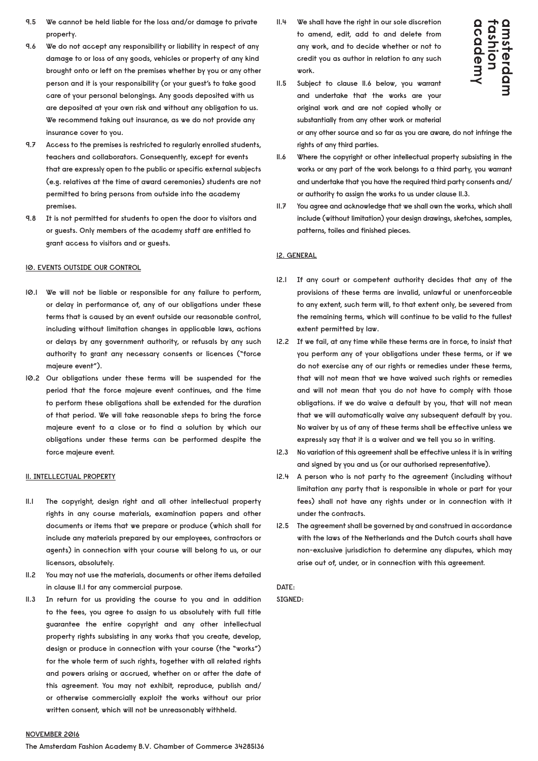9.5 We cannot be held liable for the loss and/or damage to private property.

9.6 We do not accept any responsibility or liability in respect of any damage to or loss of any goods, vehicles or property of any kind brought onto or left on the premises whether by you or any other person and it is your responsibility (or your guest's to take good care of your personal belongings. Any goods deposited with us are deposited at your own risk and without any obligation to us. We recommend taking out insurance, as we do not provide any insurance cover to you.

9.7 Access to the premises is restricted to regularly enrolled students, teachers and collaborators. Consequently, except for events that are expressly open to the public or specific external subjects (e.g. relatives at the time of award ceremonies) students are not permitted to bring persons from outside into the academy premises.

9.8 It is not permitted for students to open the door to visitors and or guests. Only members of the academy staff are entitled to grant access to visitors and or guests.

## 10. EVENTS OUTSIDE OUR CONTROL

10.1 We will not be liable or responsible for any failure to perform, or delay in performance of, any of our obligations under these terms that is caused by an event outside our reasonable control, including without limitation changes in applicable laws, actions or delays by any government authority, or refusals by any such authority to grant any necessary consents or licences ("force majeure event").

10.2 Our obligations under these terms will be suspended for the period that the force majeure event continues, and the time to perform these obligations shall be extended for the duration of that period. We will take reasonable steps to bring the force majeure event to a close or to find a solution by which our obligations under these terms can be performed despite the force majeure event.

## 11. INTELLECTUAL PROPERTY

11.1 The copyright, design right and all other intellectual property rights in any course materials, examination papers and other documents or items that we prepare or produce (which shall for include any materials prepared by our employees, contractors or agents) in connection with your course will belong to us, or our licensors, absolutely.

11.2 You may not use the materials, documents or other items detailed in clause 11.1 for any commercial purpose.

11.3 In return for us providing the course to you and in addition to the fees, you agree to assign to us absolutely with full title guarantee the entire copyright and any other intellectual property rights subsisting in any works that you create, develop, design or produce in connection with your course (the "works") for the whole term of such rights, together with all related rights and powers arising or accrued, whether on or after the date of this agreement. You may not exhibit, reproduce, publish and/or otherwise commercially exploit the works without our prior written consent, which will not be unreasonably withheld.

11.4 We shall have the right in our sole discretion to amend, edit, add to and delete from any work, and to decide whether or not to credit you as author in relation to any such work.

11.5 Subject to clause 11.6 below, you warrant and undertake that the works are your original work and are not copied wholly or substantially from any other work or material or any other source and so far as you are aware, do not infringe the rights of any third parties.

11.6 Where the copyright or other intellectual property subsisting in the works or any part of the work belongs to a third party, you warrant and undertake that you have the required third party consents and/or authority to assign the works to us under clause 11.3.

11.7 You agree and acknowledge that we shall own the works, which shall include (without limitation) your design drawings, sketches, samples, patterns, toiles and finished pieces.

## 12. GENERAL

12.1 If any court or competent authority decides that any of the provisions of these terms are invalid, unlawful or unenforceable to any extent, such term will, to that extent only, be severed from the remaining terms, which will continue to be valid to the fullest extent permitted by law.

12.2 If we fail, at any time while these terms are in force, to insist that you perform any of your obligations under these terms, or if we do not exercise any of our rights or remedies under these terms, that will not mean that we have waived such rights or remedies and will not mean that you do not have to comply with those obligations. if we do waive a default by you, that will not mean that we will automatically waive any subsequent default by you. No waiver by us of any of these terms shall be effective unless we expressly say that it is a waiver and we tell you so in writing.

12.3 No variation of this agreement shall be effective unless it is in writing and signed by you and us (or our authorised representative).

12.4 A person who is not party to the agreement (including without limitation any party that is responsible in whole or part for your fees) shall not have any rights under or in connection with it under the contracts.

12.5 The agreement shall be governed by and construed in accordance with the laws of the Netherlands and the Dutch courts shall have non-exclusive jurisdiction to determine any disputes, which may arise out of, under, or in connection with this agreement.

DATE:

SIGNED:

NOVEMBER 2016

The Amsterdam Fashion Academy B.V. Chamber of Commerce 34285136